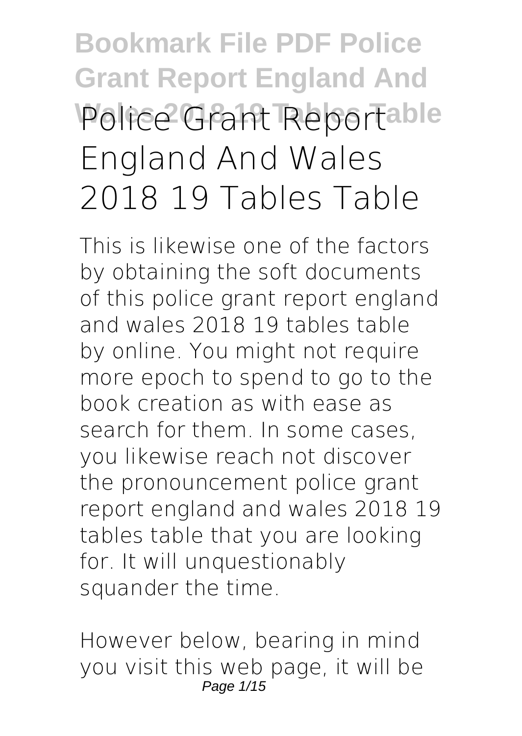# Police Grant Report England And Wales 2018 19 Tables Table

This is likewise one of the factors by obtaining the soft documents of this police grant report england and wales 2018 19 tables table by online. You might not require more epoch to spend to go to the book creation as with ease as search for them. In some cases, you likewise reach not discover the pronouncement police grant report england and wales 2018 19 tables table that you are looking for. It will unquestionably squander the time.

However below, bearing in mind you visit this web page, it will be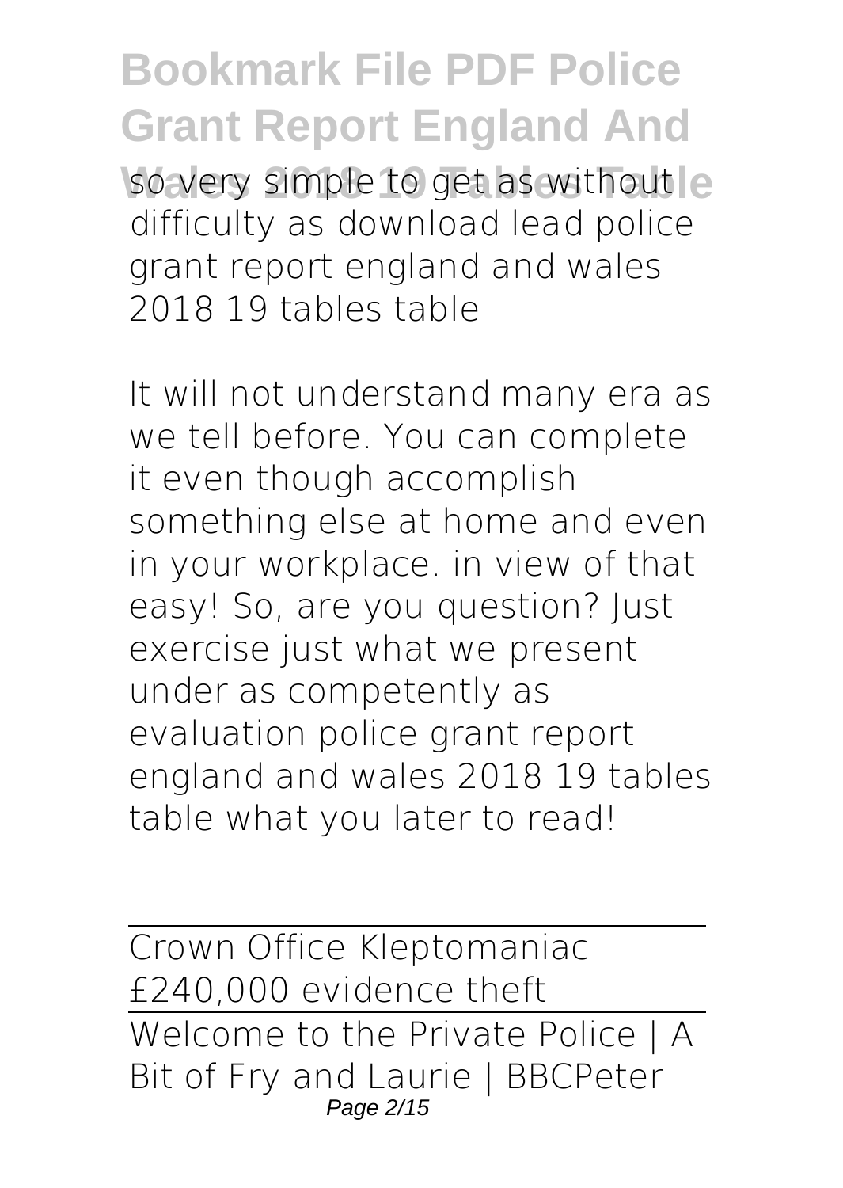so very simple to get as without difficulty as download lead police grant report england and wales 2018 19 tables table

It will not understand many era as we tell before. You can complete it even though accomplish something else at home and even in your workplace. in view of that easy! So, are you question? Just exercise just what we present under as competently as evaluation **police grant report england and wales 2018 19 tables table** what you later to read!

---

Crown Office Kleptomaniac £240,000 evidence theft

---

Welcome to the Private Police | A Bit of Fry and Laurie | BBCPeter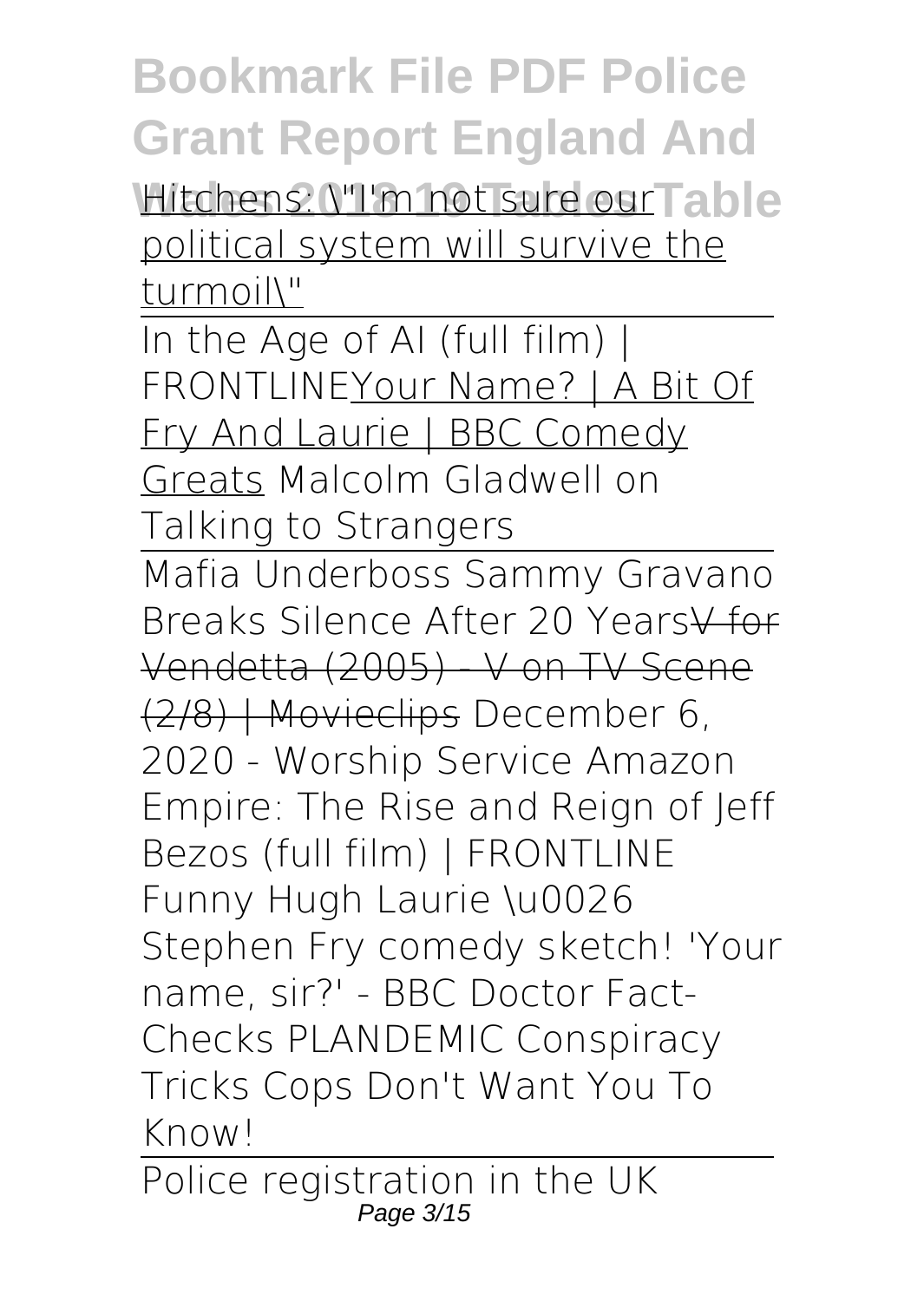Hitchens: \"I'm not sure our political system will survive the turmoil\"

In the Age of AI (full film) | FRONTLINE Your Name? | A Bit Of Fry And Laurie | BBC Comedy Greats Malcolm Gladwell on Talking to Strangers

Mafia Underboss Sammy Gravano Breaks Silence After 20 Years ~~V for Vendetta (2005) - V on TV Scene (2/8) | Movieclips~~ December 6, 2020 - Worship Service Amazon Empire: The Rise and Reign of Jeff Bezos (full film) | FRONTLINE Funny Hugh Laurie \u0026 Stephen Fry comedy sketch! 'Your name, sir?' - BBC Doctor Fact-Checks PLANDEMIC Conspiracy Tricks Cops Don't Want You To Know!

Police registration in the UK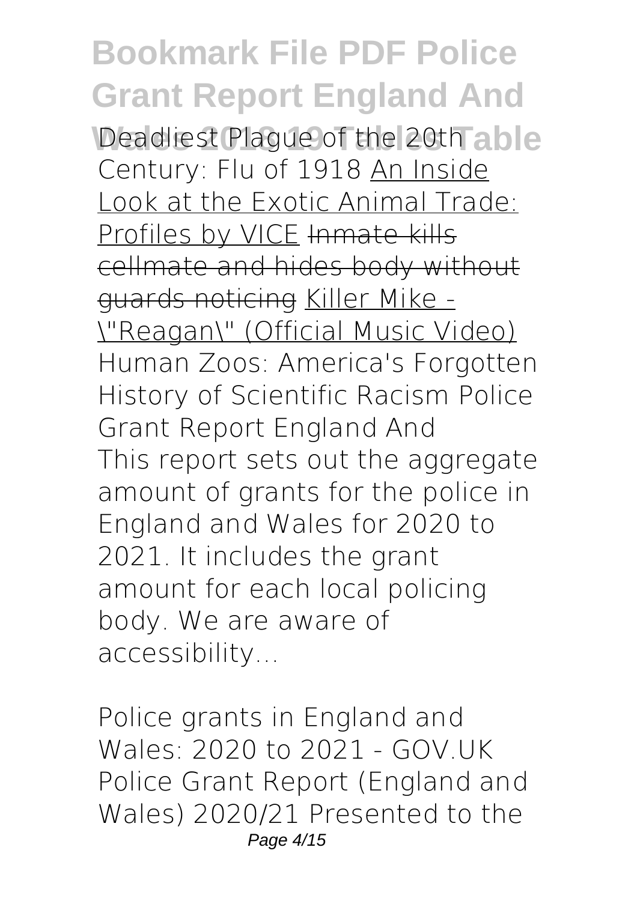Deadliest Plague of the 20th Century: Flu of 1918 An Inside Look at the Exotic Animal Trade: Profiles by VICE ~~Inmate kills cellmate and hides body without guards noticing~~ Killer Mike - "Reagan" (Official Music Video) Human Zoos: America's Forgotten History of Scientific Racism Police Grant Report England And

This report sets out the aggregate amount of grants for the police in England and Wales for 2020 to 2021. It includes the grant amount for each local policing body. We are aware of accessibility...

Police grants in England and Wales: 2020 to 2021 - GOV.UK

Police Grant Report (England and Wales) 2020/21 Presented to the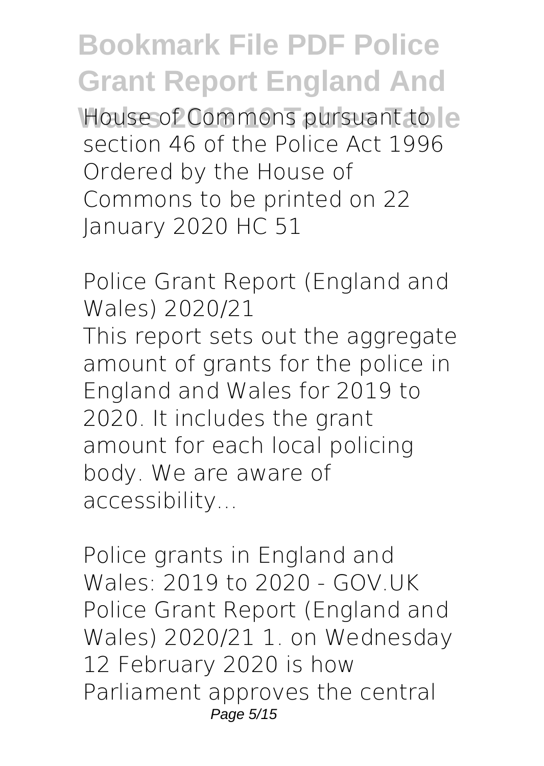House of Commons pursuant to section 46 of the Police Act 1996 Ordered by the House of Commons to be printed on 22 January 2020 HC 51

Police Grant Report (England and Wales) 2020/21

This report sets out the aggregate amount of grants for the police in England and Wales for 2019 to 2020. It includes the grant amount for each local policing body. We are aware of accessibility...

Police grants in England and Wales: 2019 to 2020 - GOV.UK

Police Grant Report (England and Wales) 2020/21 1. on Wednesday 12 February 2020 is how Parliament approves the central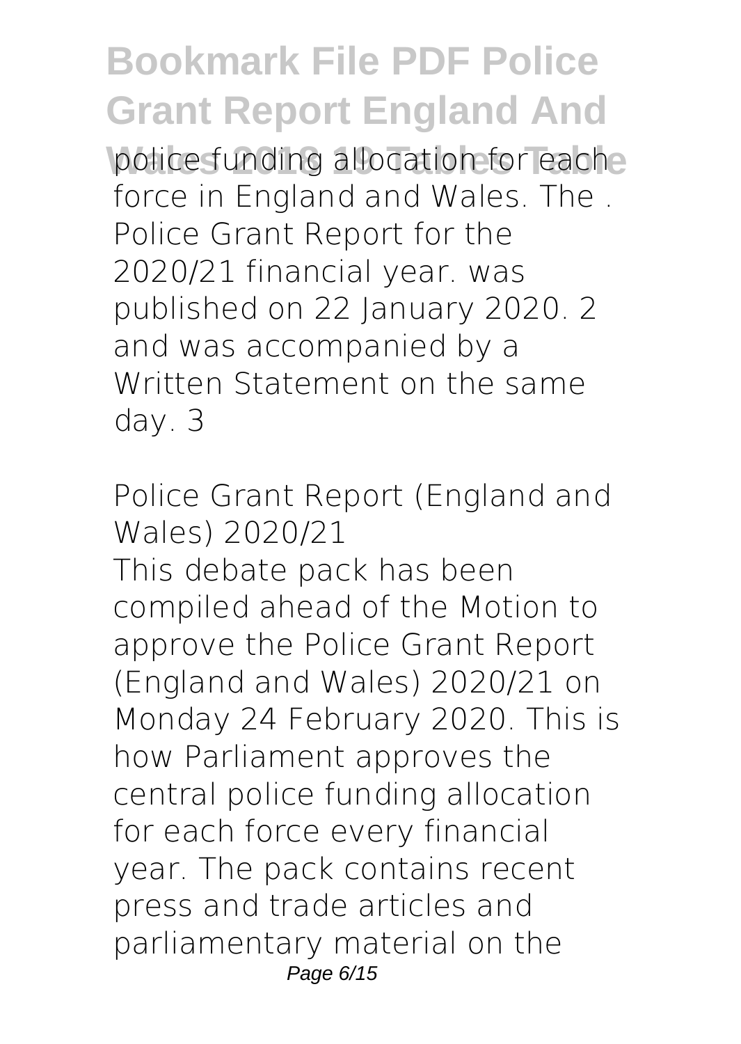police funding allocation for each force in England and Wales. The . Police Grant Report for the 2020/21 financial year. was published on 22 January 2020. 2 and was accompanied by a Written Statement on the same day. 3

## Police Grant Report (England and Wales) 2020/21

This debate pack has been compiled ahead of the Motion to approve the Police Grant Report (England and Wales) 2020/21 on Monday 24 February 2020. This is how Parliament approves the central police funding allocation for each force every financial year. The pack contains recent press and trade articles and parliamentary material on the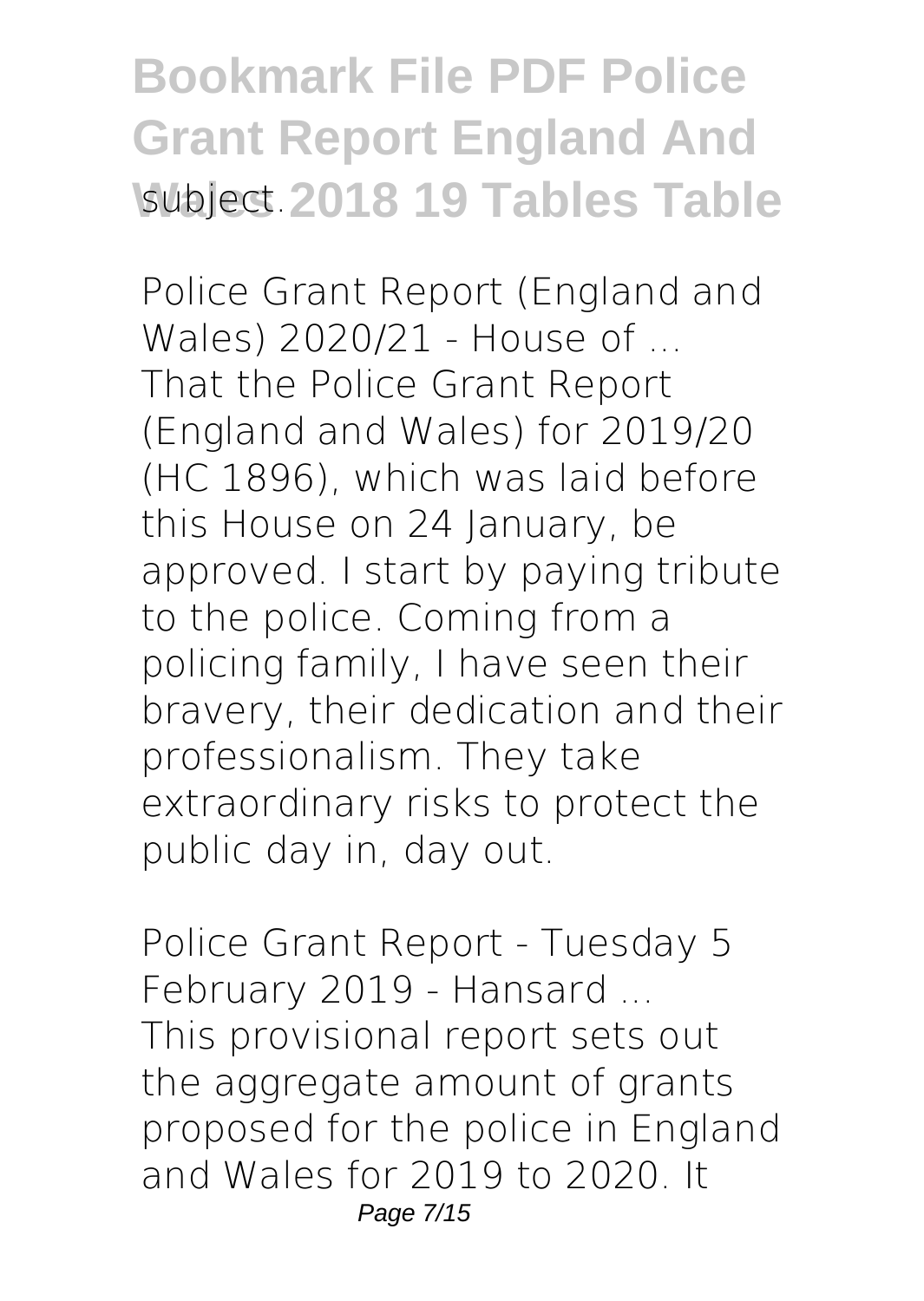subject.

**Police Grant Report (England and Wales) 2020/21 - House of ...**
That the Police Grant Report (England and Wales) for 2019/20 (HC 1896), which was laid before this House on 24 January, be approved. I start by paying tribute to the police. Coming from a policing family, I have seen their bravery, their dedication and their professionalism. They take extraordinary risks to protect the public day in, day out.

**Police Grant Report - Tuesday 5 February 2019 - Hansard ...**
This provisional report sets out the aggregate amount of grants proposed for the police in England and Wales for 2019 to 2020. It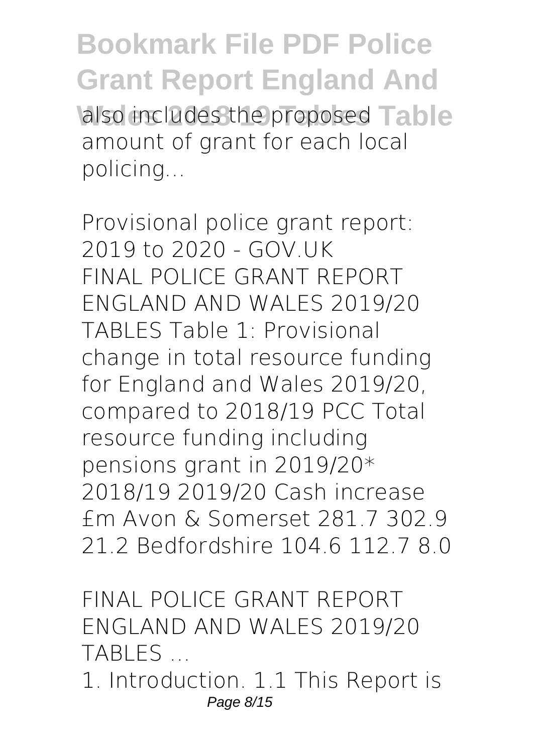also includes the proposed amount of grant for each local policing...

**Provisional police grant report: 2019 to 2020 - GOV.UK**

FINAL POLICE GRANT REPORT ENGLAND AND WALES 2019/20 TABLES Table 1: Provisional change in total resource funding for England and Wales 2019/20, compared to 2018/19 PCC Total resource funding including pensions grant in 2019/20* 2018/19 2019/20 Cash increase £m Avon & Somerset 281.7 302.9 21.2 Bedfordshire 104.6 112.7 8.0

**FINAL POLICE GRANT REPORT ENGLAND AND WALES 2019/20 TABLES ...**

1. Introduction. 1.1 This Report is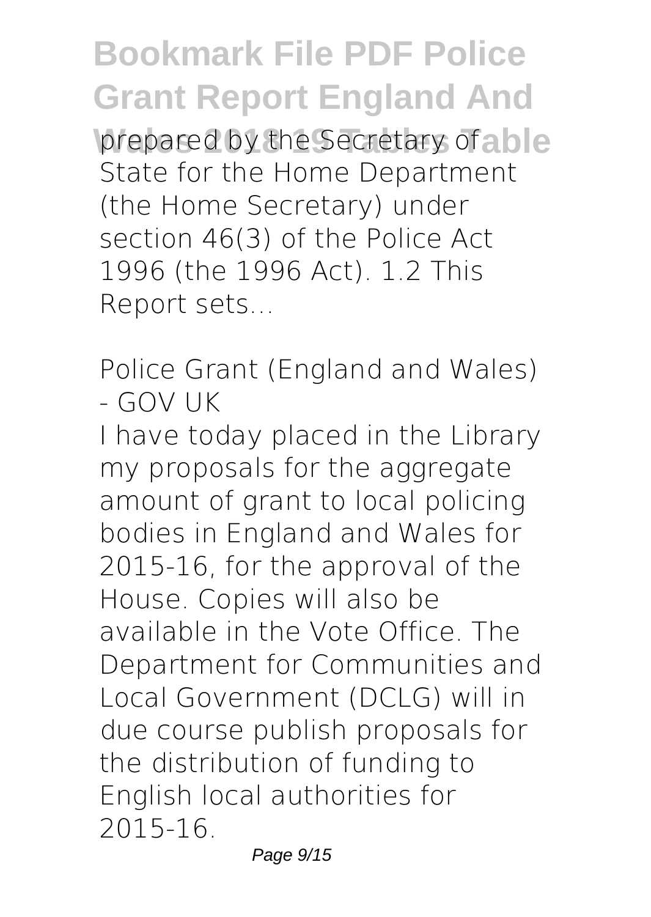prepared by the Secretary of State for the Home Department (the Home Secretary) under section 46(3) of the Police Act 1996 (the 1996 Act). 1.2 This Report sets...

Police Grant (England and Wales) - GOV UK

I have today placed in the Library my proposals for the aggregate amount of grant to local policing bodies in England and Wales for 2015-16, for the approval of the House. Copies will also be available in the Vote Office. The Department for Communities and Local Government (DCLG) will in due course publish proposals for the distribution of funding to English local authorities for 2015-16.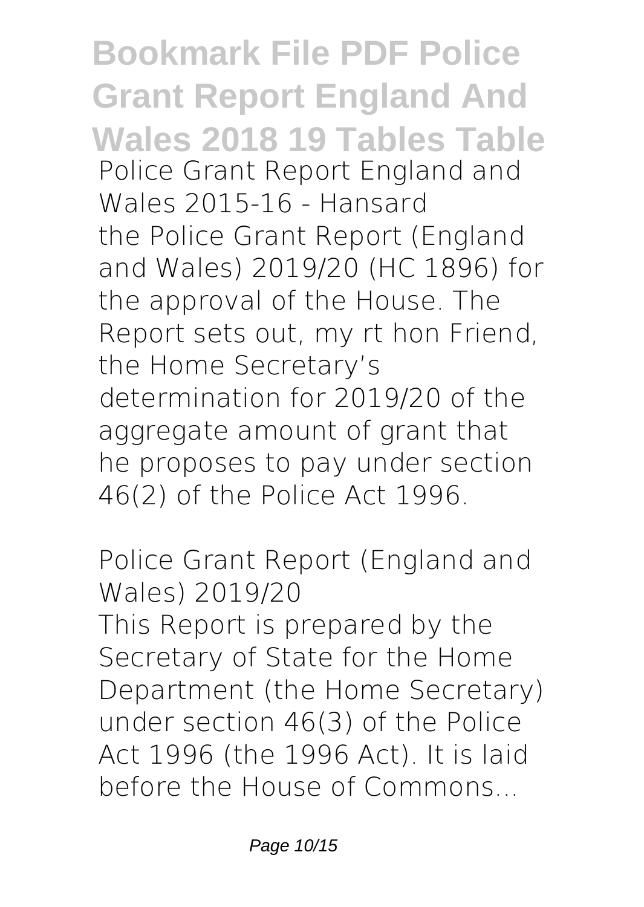**Police Grant Report England and Wales 2015-16 - Hansard**

the Police Grant Report (England and Wales) 2019/20 (HC 1896) for the approval of the House. The Report sets out, my rt hon Friend, the Home Secretary's determination for 2019/20 of the aggregate amount of grant that he proposes to pay under section 46(2) of the Police Act 1996.

**Police Grant Report (England and Wales) 2019/20**

This Report is prepared by the Secretary of State for the Home Department (the Home Secretary) under section 46(3) of the Police Act 1996 (the 1996 Act). It is laid before the House of Commons...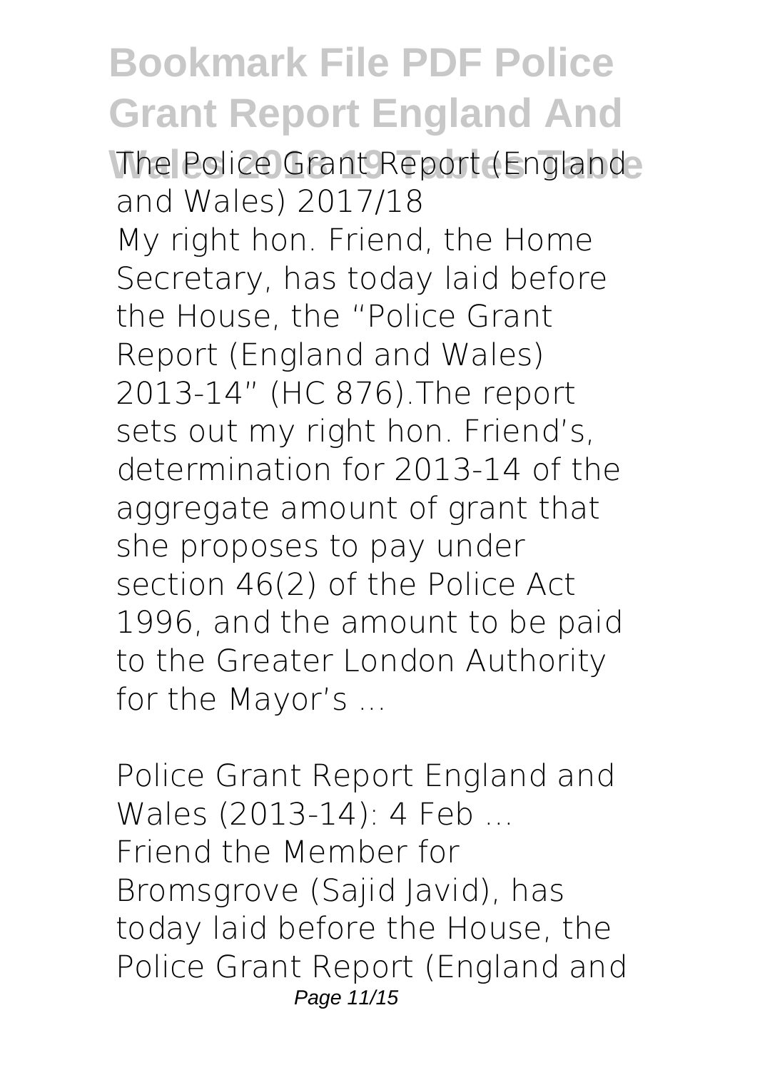**The Police Grant Report (England and Wales) 2017/18**

My right hon. Friend, the Home Secretary, has today laid before the House, the "Police Grant Report (England and Wales) 2013-14" (HC 876).The report sets out my right hon. Friend's, determination for 2013-14 of the aggregate amount of grant that she proposes to pay under section 46(2) of the Police Act 1996, and the amount to be paid to the Greater London Authority for the Mayor's ...

**Police Grant Report England and Wales (2013-14): 4 Feb ...**

Friend the Member for Bromsgrove (Sajid Javid), has today laid before the House, the Police Grant Report (England and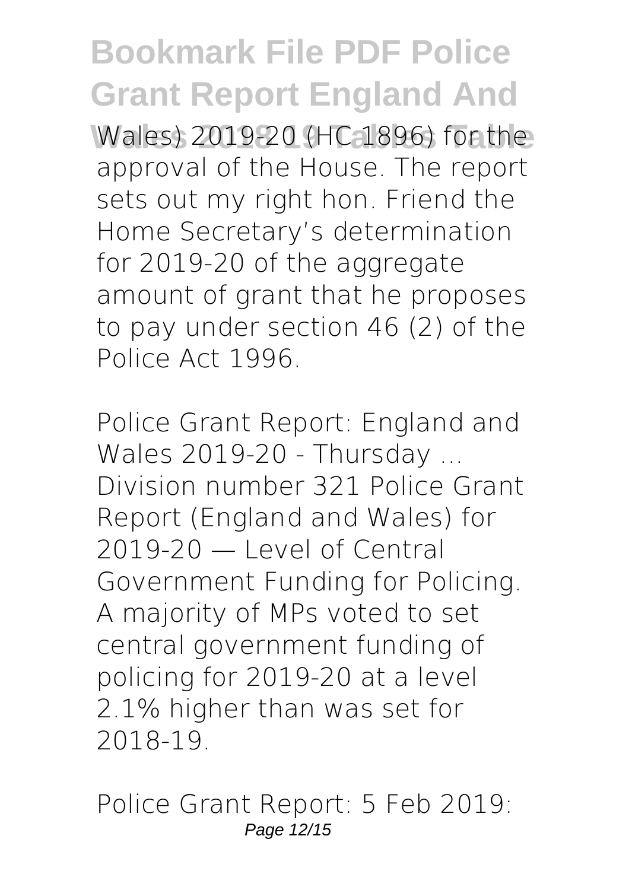Wales) 2019-20 (HC 1896) for the approval of the House. The report sets out my right hon. Friend the Home Secretary's determination for 2019-20 of the aggregate amount of grant that he proposes to pay under section 46 (2) of the Police Act 1996.

Police Grant Report: England and Wales 2019-20 - Thursday ...
Division number 321 Police Grant Report (England and Wales) for 2019-20 — Level of Central Government Funding for Policing. A majority of MPs voted to set central government funding of policing for 2019-20 at a level 2.1% higher than was set for 2018-19.

Police Grant Report: 5 Feb 2019: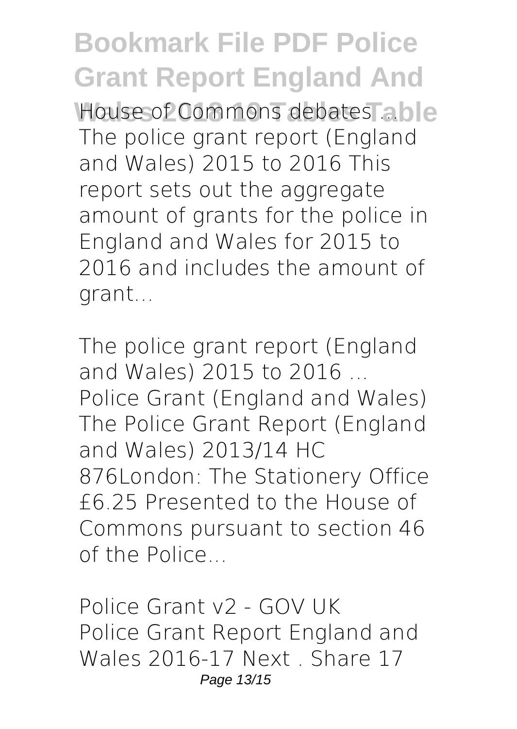House of Commons debates ...
The police grant report (England and Wales) 2015 to 2016 This report sets out the aggregate amount of grants for the police in England and Wales for 2015 to 2016 and includes the amount of grant...

*The police grant report (England and Wales) 2015 to 2016 ...*
Police Grant (England and Wales) The Police Grant Report (England and Wales) 2013/14 HC 876London: The Stationery Office £6.25 Presented to the House of Commons pursuant to section 46 of the Police...

*Police Grant v2 - GOV UK*
Police Grant Report England and Wales 2016-17 Next . Share 17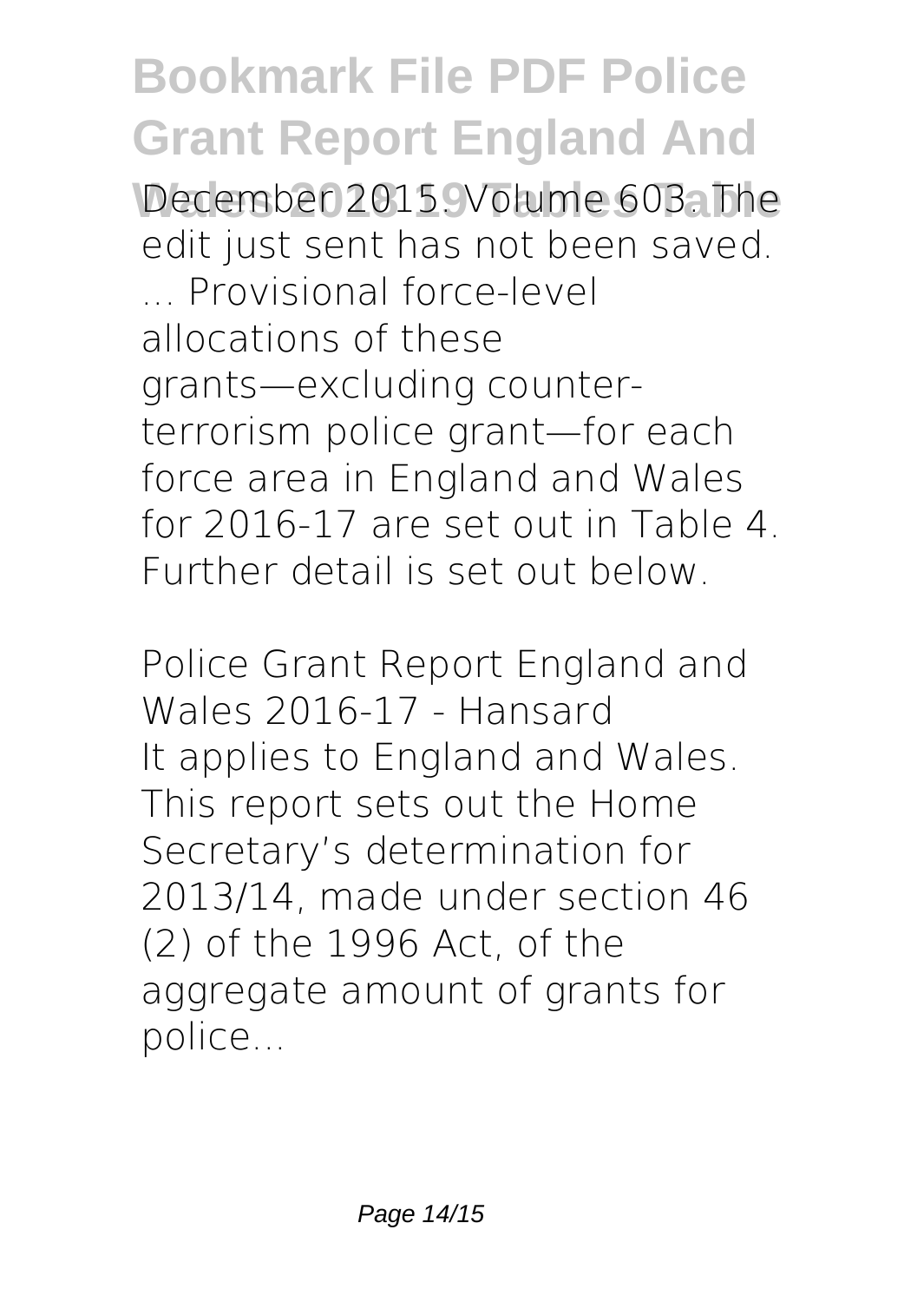December 2015. Volume 603. The edit just sent has not been saved. ... Provisional force-level allocations of these grants—excluding counter-terrorism police grant—for each force area in England and Wales for 2016-17 are set out in Table 4. Further detail is set out below.

*Police Grant Report England and Wales 2016-17 - Hansard*

It applies to England and Wales. This report sets out the Home Secretary's determination for 2013/14, made under section 46 (2) of the 1996 Act, of the aggregate amount of grants for police...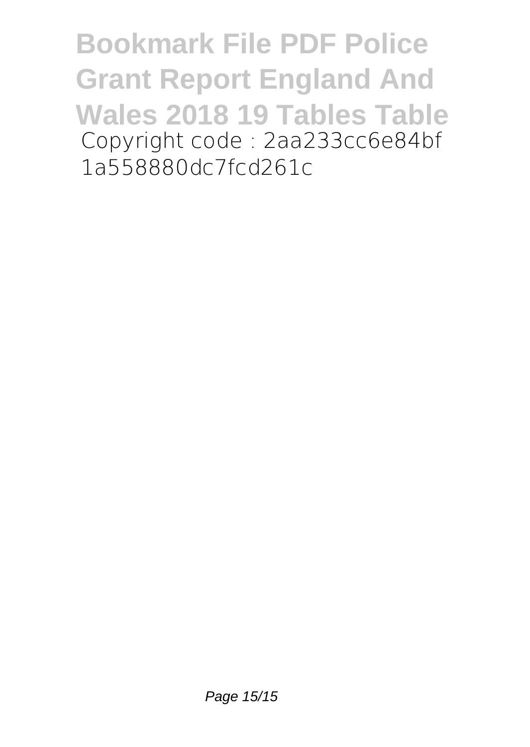Copyright code : 2aa233cc6e84bf1a558880dc7fcd261c